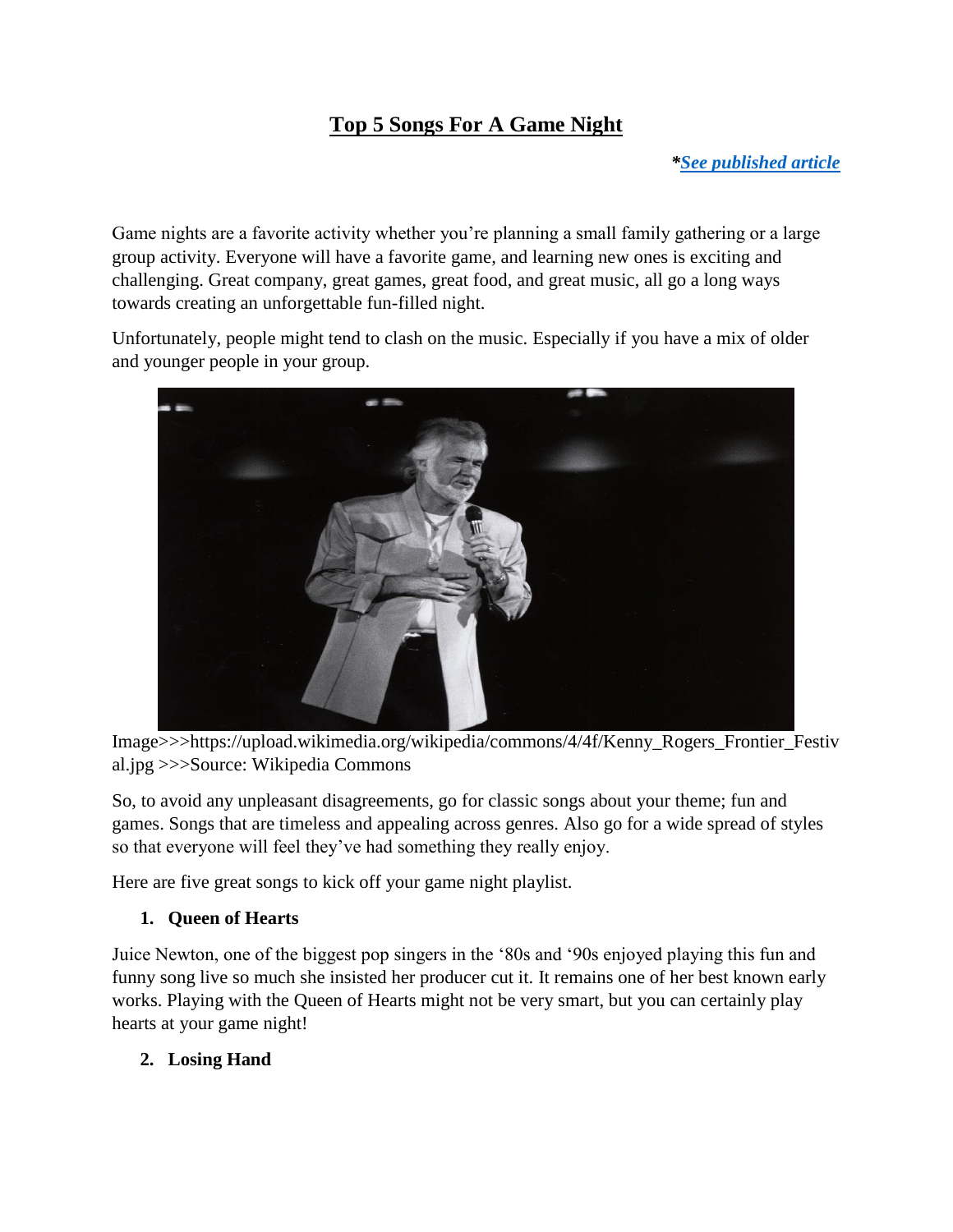# Top 5 Songs For A Game Night

***[See published article](#)***

Game nights are a favorite activity whether you're planning a small family gathering or a large group activity. Everyone will have a favorite game, and learning new ones is exciting and challenging. Great company, great games, great food, and great music, all go a long ways towards creating an unforgettable fun-filled night.

Unfortunately, people might tend to clash on the music. Especially if you have a mix of older and younger people in your group.

Image>>>https://upload.wikimedia.org/wikipedia/commons/4/4f/Kenny_Rogers_Frontier_Festival.jpg >>>Source: Wikipedia Commons

So, to avoid any unpleasant disagreements, go for classic songs about your theme; fun and games. Songs that are timeless and appealing across genres. Also go for a wide spread of styles so that everyone will feel they've had something they really enjoy.

Here are five great songs to kick off your game night playlist.

1. **Queen of Hearts**

Juice Newton, one of the biggest pop singers in the '80s and '90s enjoyed playing this fun and funny song live so much she insisted her producer cut it. It remains one of her best known early works. Playing with the Queen of Hearts might not be very smart, but you can certainly play hearts at your game night!

2. **Losing Hand**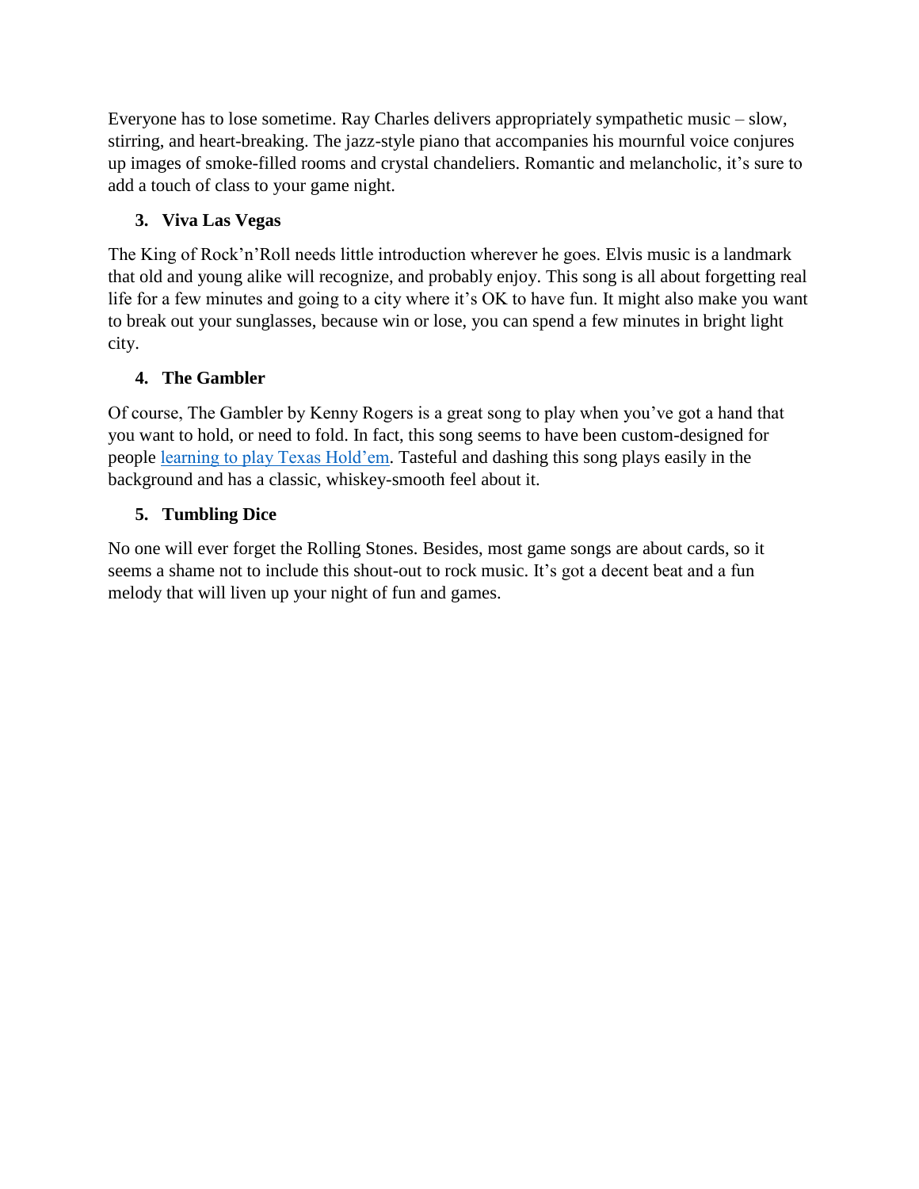Everyone has to lose sometime. Ray Charles delivers appropriately sympathetic music – slow, stirring, and heart-breaking. The jazz-style piano that accompanies his mournful voice conjures up images of smoke-filled rooms and crystal chandeliers. Romantic and melancholic, it's sure to add a touch of class to your game night.

### 3. Viva Las Vegas

The King of Rock'n'Roll needs little introduction wherever he goes. Elvis music is a landmark that old and young alike will recognize, and probably enjoy. This song is all about forgetting real life for a few minutes and going to a city where it's OK to have fun. It might also make you want to break out your sunglasses, because win or lose, you can spend a few minutes in bright light city.

### 4. The Gambler

Of course, The Gambler by Kenny Rogers is a great song to play when you've got a hand that you want to hold, or need to fold. In fact, this song seems to have been custom-designed for people learning to play Texas Hold'em. Tasteful and dashing this song plays easily in the background and has a classic, whiskey-smooth feel about it.

### 5. Tumbling Dice

No one will ever forget the Rolling Stones. Besides, most game songs are about cards, so it seems a shame not to include this shout-out to rock music. It's got a decent beat and a fun melody that will liven up your night of fun and games.